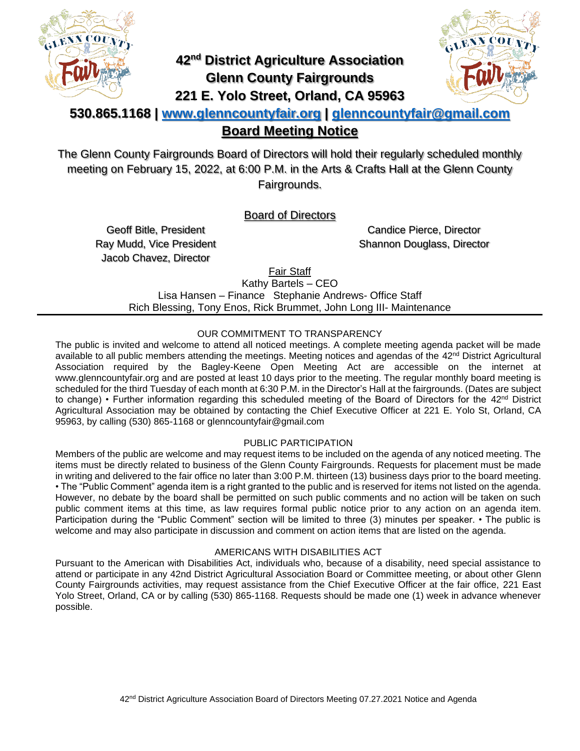# 42nd District Agriculture Association
## Glenn County Fairgrounds
## 221 E. Yolo Street, Orland, CA 95963

**530.865.1168 | www.glenncountyfair.org | glenncountyfair@gmail.com**

## Board Meeting Notice

The Glenn County Fairgrounds Board of Directors will hold their regularly scheduled monthly meeting on February 15, 2022, at 6:00 P.M. in the Arts & Crafts Hall at the Glenn County Fairgrounds.

### Board of Directors

Geoff Bitle, President
Ray Mudd, Vice President
Jacob Chavez, Director
Candice Pierce, Director
Shannon Douglass, Director

### Fair Staff

Kathy Bartels – CEO
Lisa Hansen – Finance   Stephanie Andrews- Office Staff
Rich Blessing, Tony Enos, Rick Brummet, John Long III- Maintenance

---

### OUR COMMITMENT TO TRANSPARENCY

The public is invited and welcome to attend all noticed meetings. A complete meeting agenda packet will be made available to all public members attending the meetings. Meeting notices and agendas of the 42nd District Agricultural Association required by the Bagley-Keene Open Meeting Act are accessible on the internet at www.glenncountyfair.org and are posted at least 10 days prior to the meeting. The regular monthly board meeting is scheduled for the third Tuesday of each month at 6:30 P.M. in the Director's Hall at the fairgrounds. (Dates are subject to change) • Further information regarding this scheduled meeting of the Board of Directors for the 42nd District Agricultural Association may be obtained by contacting the Chief Executive Officer at 221 E. Yolo St, Orland, CA 95963, by calling (530) 865-1168 or glenncountyfair@gmail.com

### PUBLIC PARTICIPATION

Members of the public are welcome and may request items to be included on the agenda of any noticed meeting. The items must be directly related to business of the Glenn County Fairgrounds. Requests for placement must be made in writing and delivered to the fair office no later than 3:00 P.M. thirteen (13) business days prior to the board meeting. • The "Public Comment" agenda item is a right granted to the public and is reserved for items not listed on the agenda. However, no debate by the board shall be permitted on such public comments and no action will be taken on such public comment items at this time, as law requires formal public notice prior to any action on an agenda item. Participation during the "Public Comment" section will be limited to three (3) minutes per speaker. • The public is welcome and may also participate in discussion and comment on action items that are listed on the agenda.

### AMERICANS WITH DISABILITIES ACT

Pursuant to the American with Disabilities Act, individuals who, because of a disability, need special assistance to attend or participate in any 42nd District Agricultural Association Board or Committee meeting, or about other Glenn County Fairgrounds activities, may request assistance from the Chief Executive Officer at the fair office, 221 East Yolo Street, Orland, CA or by calling (530) 865-1168. Requests should be made one (1) week in advance whenever possible.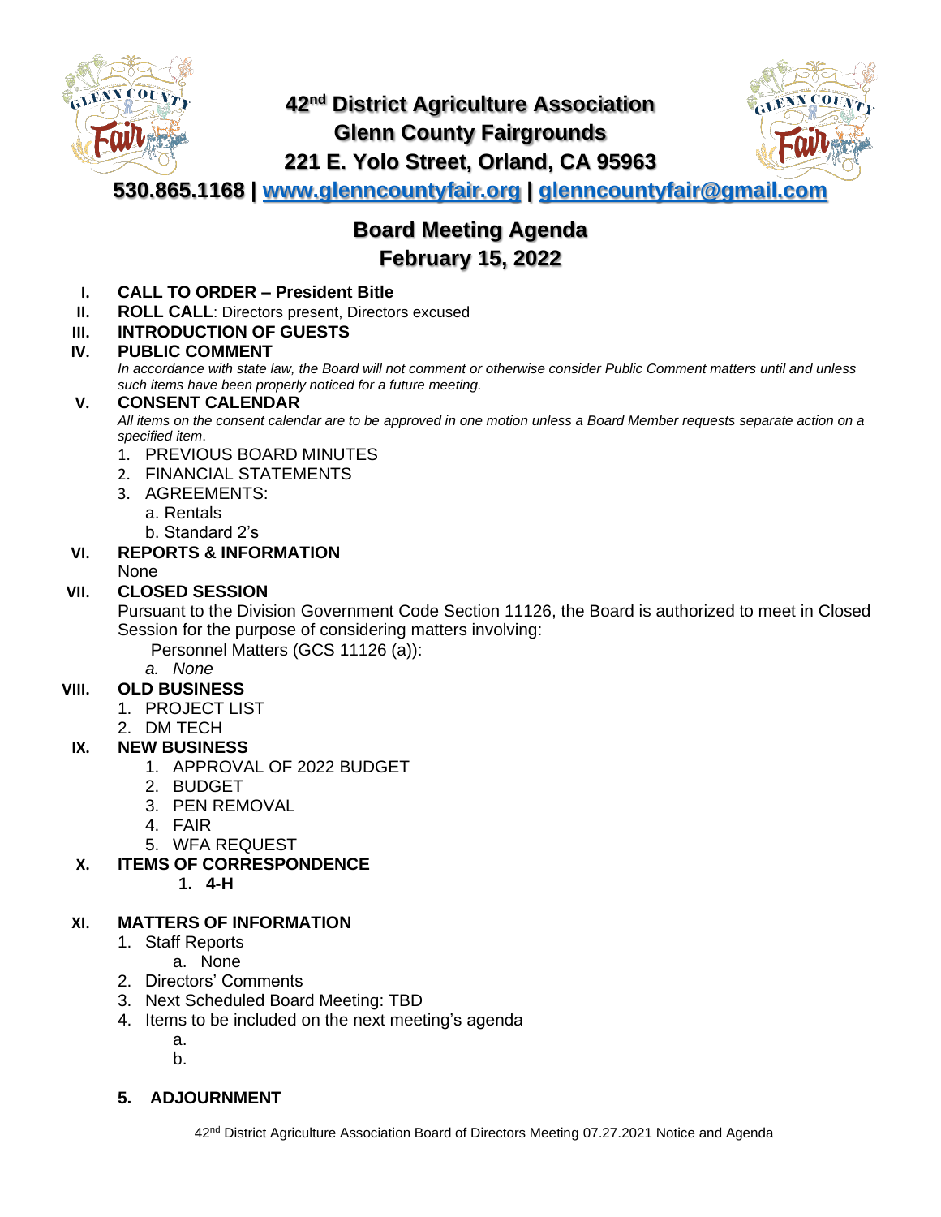# 42nd District Agriculture Association
# Glenn County Fairgrounds
# 221 E. Yolo Street, Orland, CA 95963

**530.865.1168 | www.glenncountyfair.org | glenncountyfair@gmail.com**

## Board Meeting Agenda
## February 15, 2022

**I. CALL TO ORDER – President Bitle**

**II. ROLL CALL**: Directors present, Directors excused

**III. INTRODUCTION OF GUESTS**

**IV. PUBLIC COMMENT**

*In accordance with state law, the Board will not comment or otherwise consider Public Comment matters until and unless such items have been properly noticed for a future meeting.*

**V. CONSENT CALENDAR**

*All items on the consent calendar are to be approved in one motion unless a Board Member requests separate action on a specified item*.

1. PREVIOUS BOARD MINUTES
2. FINANCIAL STATEMENTS
3. AGREEMENTS:
   - a. Rentals
   - b. Standard 2's

**VI. REPORTS & INFORMATION**

None

**VII. CLOSED SESSION**

Pursuant to the Division Government Code Section 11126, the Board is authorized to meet in Closed Session for the purpose of considering matters involving:

Personnel Matters (GCS 11126 (a)):

*a. None*

**VIII. OLD BUSINESS**

1. PROJECT LIST
2. DM TECH

**IX. NEW BUSINESS**

1. APPROVAL OF 2022 BUDGET
2. BUDGET
3. PEN REMOVAL
4. FAIR
5. WFA REQUEST

**X. ITEMS OF CORRESPONDENCE**

**1. 4-H**

**XI. MATTERS OF INFORMATION**

1. Staff Reports
   - a. None
2. Directors' Comments
3. Next Scheduled Board Meeting: TBD
4. Items to be included on the next meeting's agenda
   - a.
   - b.

**5. ADJOURNMENT**

42nd District Agriculture Association Board of Directors Meeting 07.27.2021 Notice and Agenda